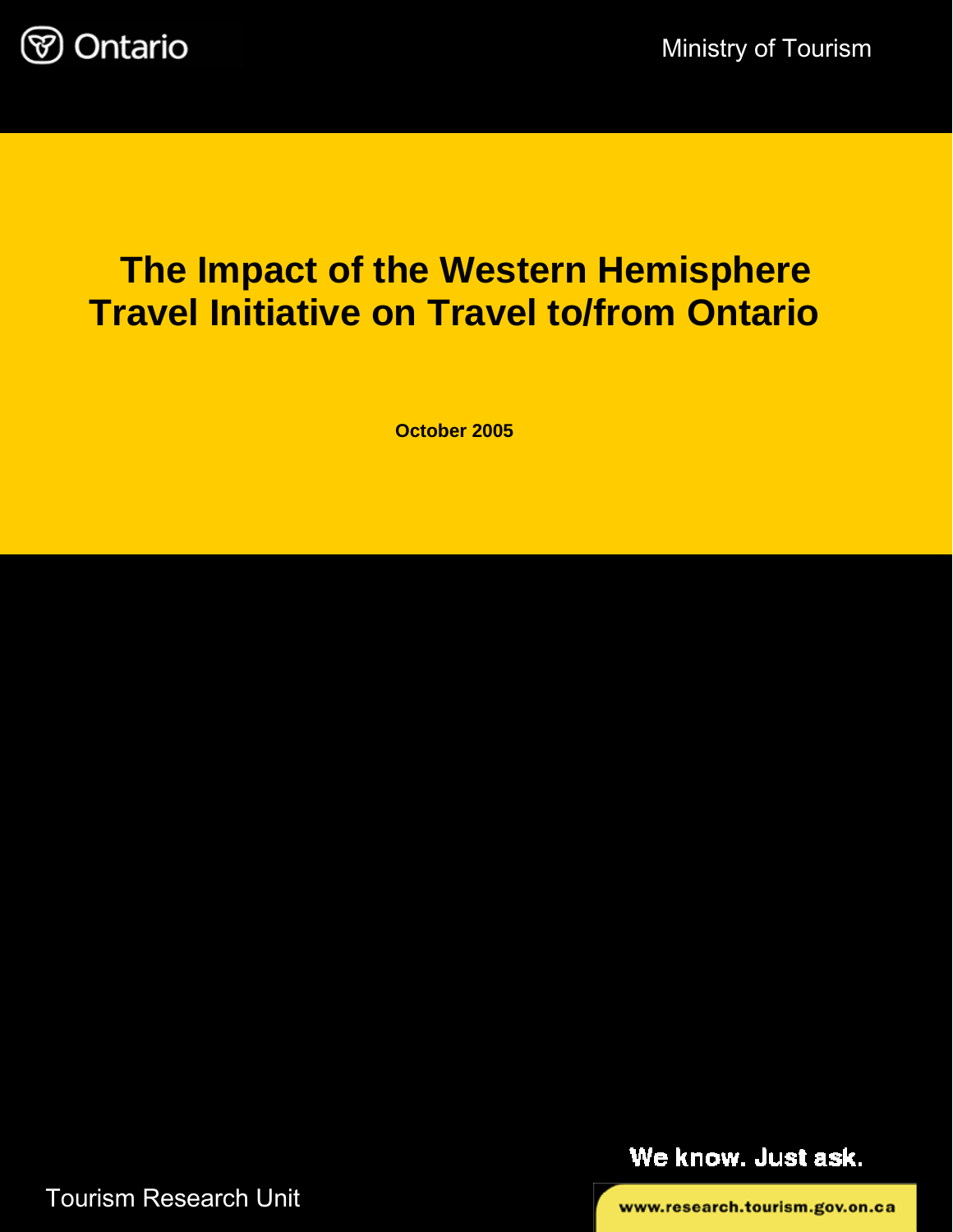Ontario

Ministry of Tourism

# The Impact of the Western Hemisphere Travel Initiative on Travel to/from Ontario

**October 2005**

We know. Just ask.

Tourism Research Unit

www.research.tourism.gov.on.ca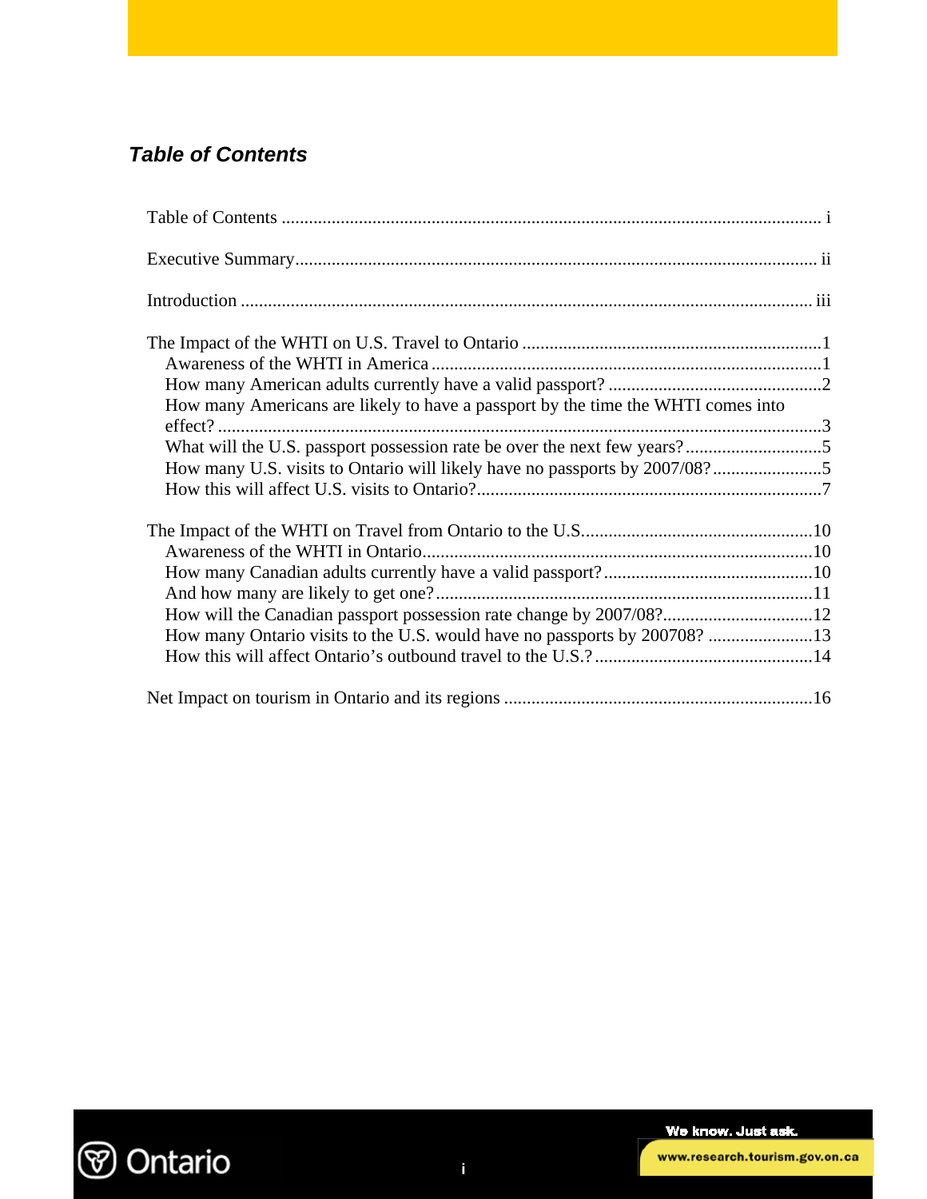## *Table of Contents*

Table of Contents ..................................................................................................................... i

Executive Summary................................................................................................................... ii

Introduction ............................................................................................................................. iii

The Impact of the WHTI on U.S. Travel to Ontario ..................................................................1
- Awareness of the WHTI in America ......................................................................................1
- How many American adults currently have a valid passport? ...............................................2
- How many Americans are likely to have a passport by the time the WHTI comes into effect? ....................................................................................................................................3
- What will the U.S. passport possession rate be over the next few years? ..............................5
- How many U.S. visits to Ontario will likely have no passports by 2007/08? ........................5
- How this will affect U.S. visits to Ontario?............................................................................7

The Impact of the WHTI on Travel from Ontario to the U.S...................................................10
- Awareness of the WHTI in Ontario......................................................................................10
- How many Canadian adults currently have a valid passport? ..............................................10
- And how many are likely to get one?...................................................................................11
- How will the Canadian passport possession rate change by 2007/08?.................................12
- How many Ontario visits to the U.S. would have no passports by 200708? .......................13
- How this will affect Ontario's outbound travel to the U.S.? ................................................14

Net Impact on tourism in Ontario and its regions ....................................................................16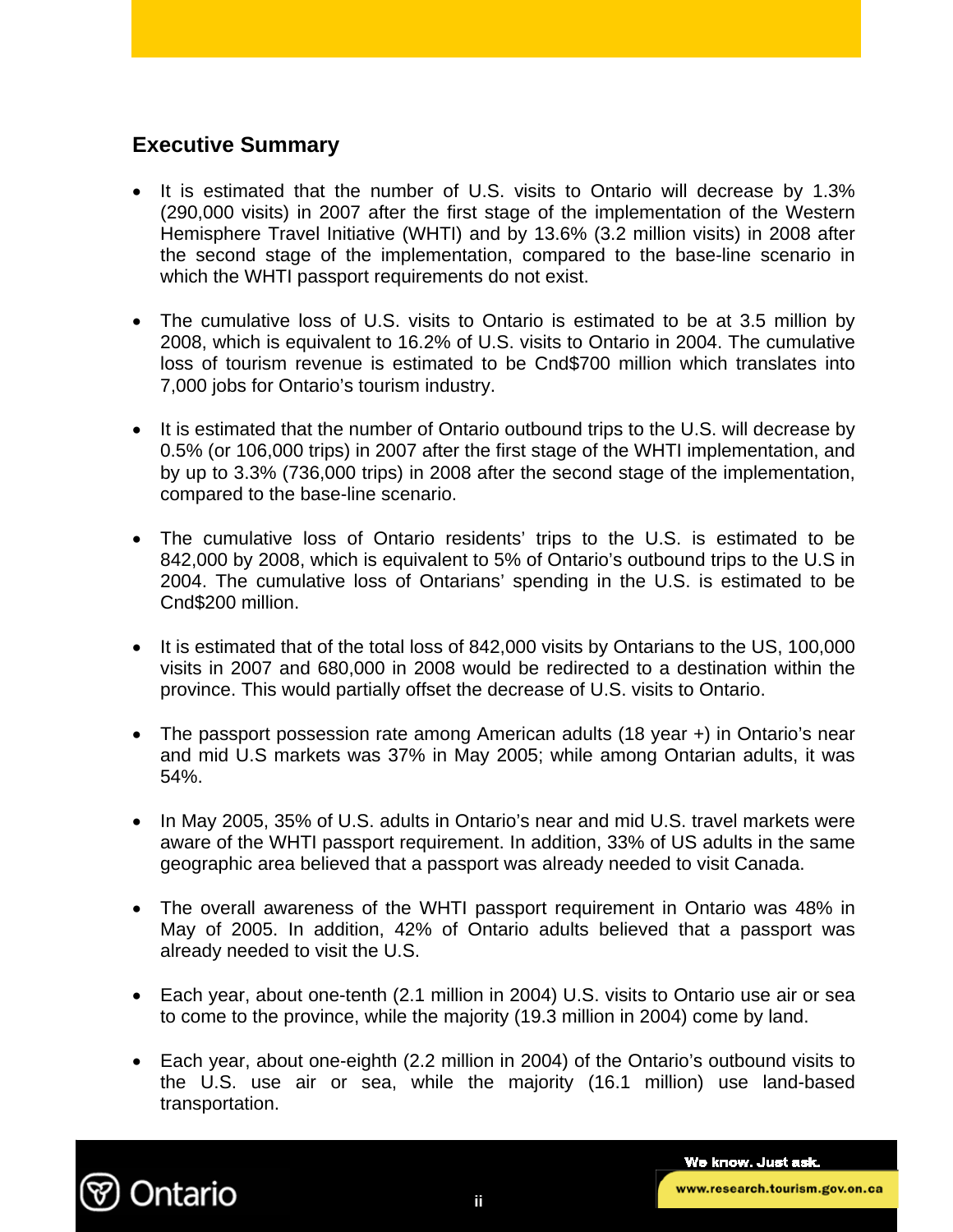## Executive Summary

- It is estimated that the number of U.S. visits to Ontario will decrease by 1.3% (290,000 visits) in 2007 after the first stage of the implementation of the Western Hemisphere Travel Initiative (WHTI) and by 13.6% (3.2 million visits) in 2008 after the second stage of the implementation, compared to the base-line scenario in which the WHTI passport requirements do not exist.

- The cumulative loss of U.S. visits to Ontario is estimated to be at 3.5 million by 2008, which is equivalent to 16.2% of U.S. visits to Ontario in 2004. The cumulative loss of tourism revenue is estimated to be Cnd$700 million which translates into 7,000 jobs for Ontario's tourism industry.

- It is estimated that the number of Ontario outbound trips to the U.S. will decrease by 0.5% (or 106,000 trips) in 2007 after the first stage of the WHTI implementation, and by up to 3.3% (736,000 trips) in 2008 after the second stage of the implementation, compared to the base-line scenario.

- The cumulative loss of Ontario residents' trips to the U.S. is estimated to be 842,000 by 2008, which is equivalent to 5% of Ontario's outbound trips to the U.S in 2004. The cumulative loss of Ontarians' spending in the U.S. is estimated to be Cnd$200 million.

- It is estimated that of the total loss of 842,000 visits by Ontarians to the US, 100,000 visits in 2007 and 680,000 in 2008 would be redirected to a destination within the province. This would partially offset the decrease of U.S. visits to Ontario.

- The passport possession rate among American adults (18 year +) in Ontario's near and mid U.S markets was 37% in May 2005; while among Ontarian adults, it was 54%.

- In May 2005, 35% of U.S. adults in Ontario's near and mid U.S. travel markets were aware of the WHTI passport requirement. In addition, 33% of US adults in the same geographic area believed that a passport was already needed to visit Canada.

- The overall awareness of the WHTI passport requirement in Ontario was 48% in May of 2005. In addition, 42% of Ontario adults believed that a passport was already needed to visit the U.S.

- Each year, about one-tenth (2.1 million in 2004) U.S. visits to Ontario use air or sea to come to the province, while the majority (19.3 million in 2004) come by land.

- Each year, about one-eighth (2.2 million in 2004) of the Ontario's outbound visits to the U.S. use air or sea, while the majority (16.1 million) use land-based transportation.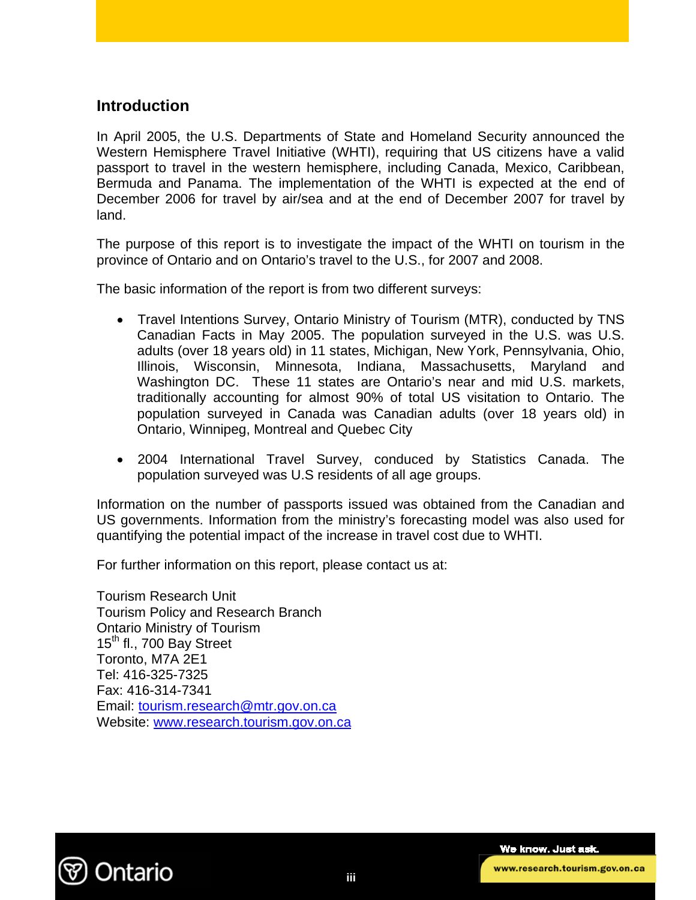## Introduction

In April 2005, the U.S. Departments of State and Homeland Security announced the Western Hemisphere Travel Initiative (WHTI), requiring that US citizens have a valid passport to travel in the western hemisphere, including Canada, Mexico, Caribbean, Bermuda and Panama. The implementation of the WHTI is expected at the end of December 2006 for travel by air/sea and at the end of December 2007 for travel by land.

The purpose of this report is to investigate the impact of the WHTI on tourism in the province of Ontario and on Ontario's travel to the U.S., for 2007 and 2008.

The basic information of the report is from two different surveys:

- Travel Intentions Survey, Ontario Ministry of Tourism (MTR), conducted by TNS Canadian Facts in May 2005. The population surveyed in the U.S. was U.S. adults (over 18 years old) in 11 states, Michigan, New York, Pennsylvania, Ohio, Illinois, Wisconsin, Minnesota, Indiana, Massachusetts, Maryland and Washington DC. These 11 states are Ontario's near and mid U.S. markets, traditionally accounting for almost 90% of total US visitation to Ontario. The population surveyed in Canada was Canadian adults (over 18 years old) in Ontario, Winnipeg, Montreal and Quebec City

- 2004 International Travel Survey, conduced by Statistics Canada. The population surveyed was U.S residents of all age groups.

Information on the number of passports issued was obtained from the Canadian and US governments. Information from the ministry's forecasting model was also used for quantifying the potential impact of the increase in travel cost due to WHTI.

For further information on this report, please contact us at:

Tourism Research Unit
Tourism Policy and Research Branch
Ontario Ministry of Tourism
15th fl., 700 Bay Street
Toronto, M7A 2E1
Tel: 416-325-7325
Fax: 416-314-7341
Email: tourism.research@mtr.gov.on.ca
Website: www.research.tourism.gov.on.ca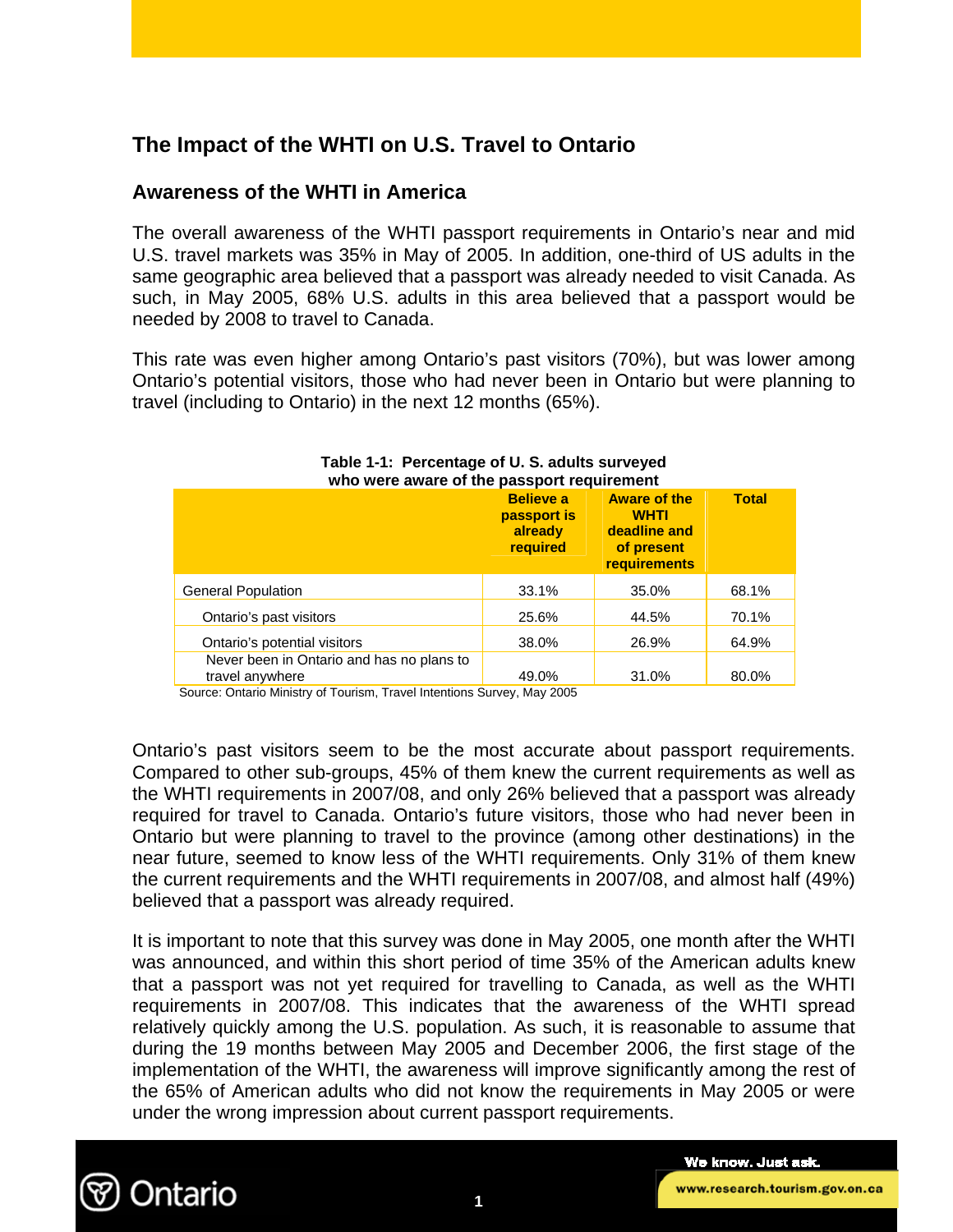## The Impact of the WHTI on U.S. Travel to Ontario

### Awareness of the WHTI in America

The overall awareness of the WHTI passport requirements in Ontario's near and mid U.S. travel markets was 35% in May of 2005. In addition, one-third of US adults in the same geographic area believed that a passport was already needed to visit Canada. As such, in May 2005, 68% U.S. adults in this area believed that a passport would be needed by 2008 to travel to Canada.

This rate was even higher among Ontario's past visitors (70%), but was lower among Ontario's potential visitors, those who had never been in Ontario but were planning to travel (including to Ontario) in the next 12 months (65%).

**Table 1-1: Percentage of U. S. adults surveyed who were aware of the passport requirement**

| | Believe a passport is already required | Aware of the WHTI deadline and of present requirements | Total |
|---|---|---|---|
| General Population | 33.1% | 35.0% | 68.1% |
| Ontario's past visitors | 25.6% | 44.5% | 70.1% |
| Ontario's potential visitors | 38.0% | 26.9% | 64.9% |
| Never been in Ontario and has no plans to travel anywhere | 49.0% | 31.0% | 80.0% |

Source: Ontario Ministry of Tourism, Travel Intentions Survey, May 2005

Ontario's past visitors seem to be the most accurate about passport requirements. Compared to other sub-groups, 45% of them knew the current requirements as well as the WHTI requirements in 2007/08, and only 26% believed that a passport was already required for travel to Canada. Ontario's future visitors, those who had never been in Ontario but were planning to travel to the province (among other destinations) in the near future, seemed to know less of the WHTI requirements. Only 31% of them knew the current requirements and the WHTI requirements in 2007/08, and almost half (49%) believed that a passport was already required.

It is important to note that this survey was done in May 2005, one month after the WHTI was announced, and within this short period of time 35% of the American adults knew that a passport was not yet required for travelling to Canada, as well as the WHTI requirements in 2007/08. This indicates that the awareness of the WHTI spread relatively quickly among the U.S. population. As such, it is reasonable to assume that during the 19 months between May 2005 and December 2006, the first stage of the implementation of the WHTI, the awareness will improve significantly among the rest of the 65% of American adults who did not know the requirements in May 2005 or were under the wrong impression about current passport requirements.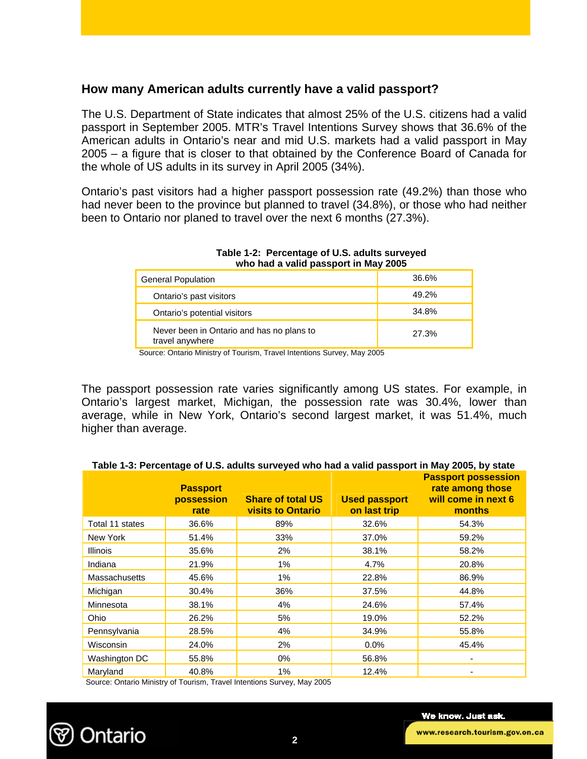## How many American adults currently have a valid passport?

The U.S. Department of State indicates that almost 25% of the U.S. citizens had a valid passport in September 2005. MTR's Travel Intentions Survey shows that 36.6% of the American adults in Ontario's near and mid U.S. markets had a valid passport in May 2005 – a figure that is closer to that obtained by the Conference Board of Canada for the whole of US adults in its survey in April 2005 (34%).

Ontario's past visitors had a higher passport possession rate (49.2%) than those who had never been to the province but planned to travel (34.8%), or those who had neither been to Ontario nor planed to travel over the next 6 months (27.3%).

**Table 1-2: Percentage of U.S. adults surveyed who had a valid passport in May 2005**

| | |
|---|---|
| General Population | 36.6% |
| Ontario's past visitors | 49.2% |
| Ontario's potential visitors | 34.8% |
| Never been in Ontario and has no plans to travel anywhere | 27.3% |

Source: Ontario Ministry of Tourism, Travel Intentions Survey, May 2005

The passport possession rate varies significantly among US states. For example, in Ontario's largest market, Michigan, the possession rate was 30.4%, lower than average, while in New York, Ontario's second largest market, it was 51.4%, much higher than average.

**Table 1-3: Percentage of U.S. adults surveyed who had a valid passport in May 2005, by state**

| | Passport possession rate | Share of total US visits to Ontario | Used passport on last trip | Passport possession rate among those will come in next 6 months |
|---|---|---|---|---|
| Total 11 states | 36.6% | 89% | 32.6% | 54.3% |
| New York | 51.4% | 33% | 37.0% | 59.2% |
| Illinois | 35.6% | 2% | 38.1% | 58.2% |
| Indiana | 21.9% | 1% | 4.7% | 20.8% |
| Massachusetts | 45.6% | 1% | 22.8% | 86.9% |
| Michigan | 30.4% | 36% | 37.5% | 44.8% |
| Minnesota | 38.1% | 4% | 24.6% | 57.4% |
| Ohio | 26.2% | 5% | 19.0% | 52.2% |
| Pennsylvania | 28.5% | 4% | 34.9% | 55.8% |
| Wisconsin | 24.0% | 2% | 0.0% | 45.4% |
| Washington DC | 55.8% | 0% | 56.8% | - |
| Maryland | 40.8% | 1% | 12.4% | - |

Source: Ontario Ministry of Tourism, Travel Intentions Survey, May 2005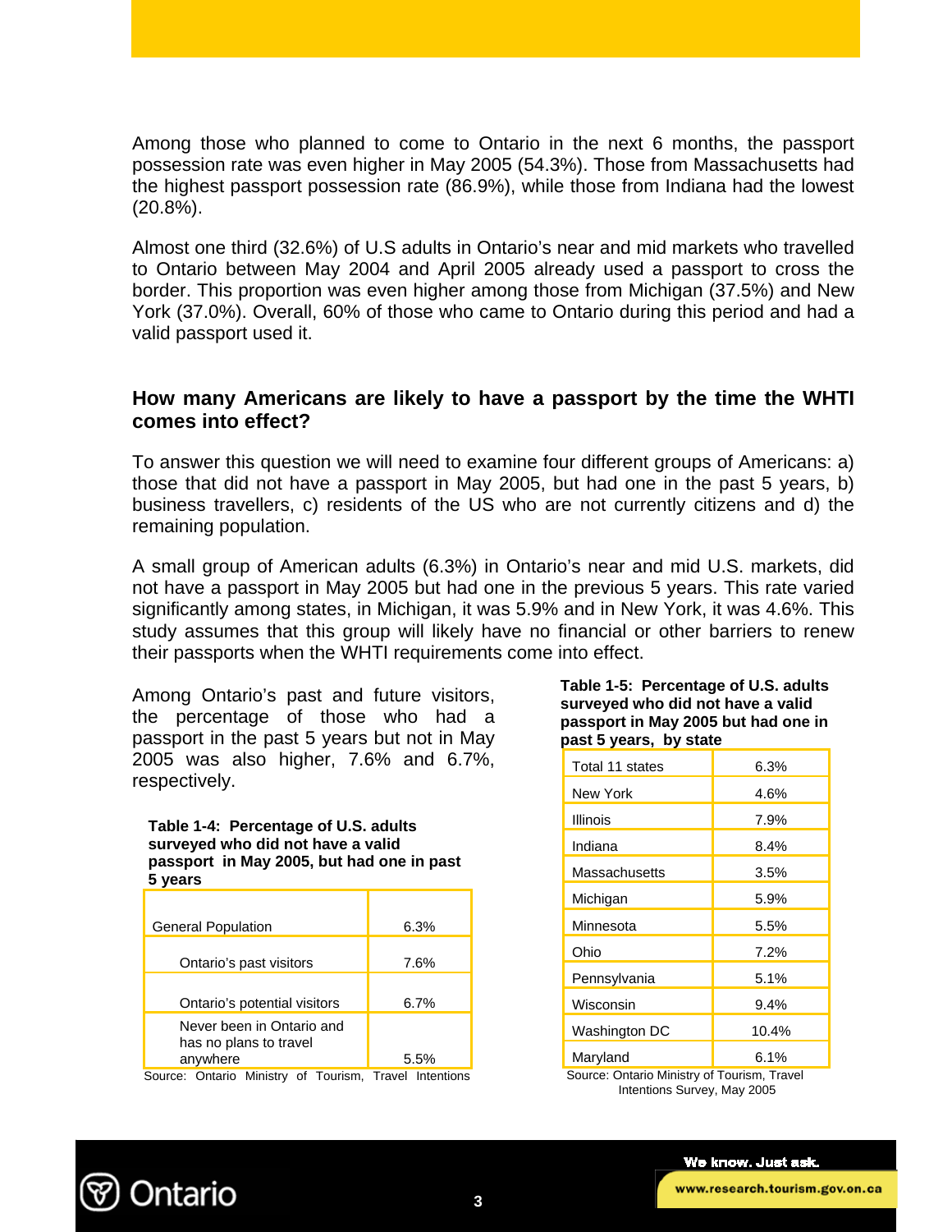Among those who planned to come to Ontario in the next 6 months, the passport possession rate was even higher in May 2005 (54.3%). Those from Massachusetts had the highest passport possession rate (86.9%), while those from Indiana had the lowest (20.8%).

Almost one third (32.6%) of U.S adults in Ontario's near and mid markets who travelled to Ontario between May 2004 and April 2005 already used a passport to cross the border. This proportion was even higher among those from Michigan (37.5%) and New York (37.0%). Overall, 60% of those who came to Ontario during this period and had a valid passport used it.

## How many Americans are likely to have a passport by the time the WHTI comes into effect?

To answer this question we will need to examine four different groups of Americans: a) those that did not have a passport in May 2005, but had one in the past 5 years, b) business travellers, c) residents of the US who are not currently citizens and d) the remaining population.

A small group of American adults (6.3%) in Ontario's near and mid U.S. markets, did not have a passport in May 2005 but had one in the previous 5 years. This rate varied significantly among states, in Michigan, it was 5.9% and in New York, it was 4.6%. This study assumes that this group will likely have no financial or other barriers to renew their passports when the WHTI requirements come into effect.

Among Ontario's past and future visitors, the percentage of those who had a passport in the past 5 years but not in May 2005 was also higher, 7.6% and 6.7%, respectively.

**Table 1-4: Percentage of U.S. adults surveyed who did not have a valid passport in May 2005, but had one in past 5 years**

| | |
|---|---|
| General Population | 6.3% |
| Ontario's past visitors | 7.6% |
| Ontario's potential visitors | 6.7% |
| Never been in Ontario and has no plans to travel anywhere | 5.5% |

Source: Ontario Ministry of Tourism, Travel Intentions

**Table 1-5: Percentage of U.S. adults surveyed who did not have a valid passport in May 2005 but had one in past 5 years, by state**

| | |
|---|---|
| Total 11 states | 6.3% |
| New York | 4.6% |
| Illinois | 7.9% |
| Indiana | 8.4% |
| Massachusetts | 3.5% |
| Michigan | 5.9% |
| Minnesota | 5.5% |
| Ohio | 7.2% |
| Pennsylvania | 5.1% |
| Wisconsin | 9.4% |
| Washington DC | 10.4% |
| Maryland | 6.1% |

Source: Ontario Ministry of Tourism, Travel Intentions Survey, May 2005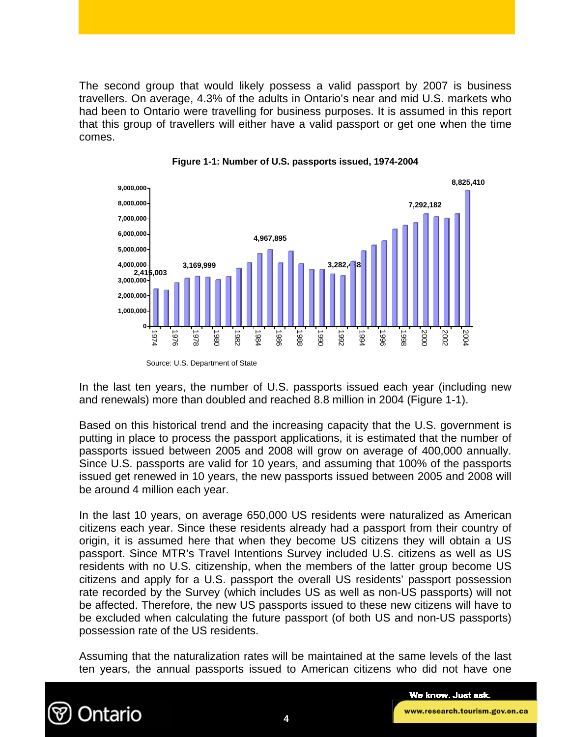The second group that would likely possess a valid passport by 2007 is business travellers. On average, 4.3% of the adults in Ontario's near and mid U.S. markets who had been to Ontario were travelling for business purposes. It is assumed in this report that this group of travellers will either have a valid passport or get one when the time comes.

**Figure 1-1: Number of U.S. passports issued, 1974-2004**

9,000,000
8,000,000
7,000,000
6,000,000
5,000,000
4,000,000
3,000,000
2,000,000
1,000,000
0

2,415,003
3,169,999
4,967,895
3,282,438
7,292,182
8,825,410

1974 1976 1978 1980 1982 1984 1986 1988 1990 1992 1994 1996 1998 2000 2002 2004

Source: U.S. Department of State

In the last ten years, the number of U.S. passports issued each year (including new and renewals) more than doubled and reached 8.8 million in 2004 (Figure 1-1).

Based on this historical trend and the increasing capacity that the U.S. government is putting in place to process the passport applications, it is estimated that the number of passports issued between 2005 and 2008 will grow on average of 400,000 annually. Since U.S. passports are valid for 10 years, and assuming that 100% of the passports issued get renewed in 10 years, the new passports issued between 2005 and 2008 will be around 4 million each year.

In the last 10 years, on average 650,000 US residents were naturalized as American citizens each year. Since these residents already had a passport from their country of origin, it is assumed here that when they become US citizens they will obtain a US passport. Since MTR's Travel Intentions Survey included U.S. citizens as well as US residents with no U.S. citizenship, when the members of the latter group become US citizens and apply for a U.S. passport the overall US residents' passport possession rate recorded by the Survey (which includes US as well as non-US passports) will not be affected. Therefore, the new US passports issued to these new citizens will have to be excluded when calculating the future passport (of both US and non-US passports) possession rate of the US residents.

Assuming that the naturalization rates will be maintained at the same levels of the last ten years, the annual passports issued to American citizens who did not have one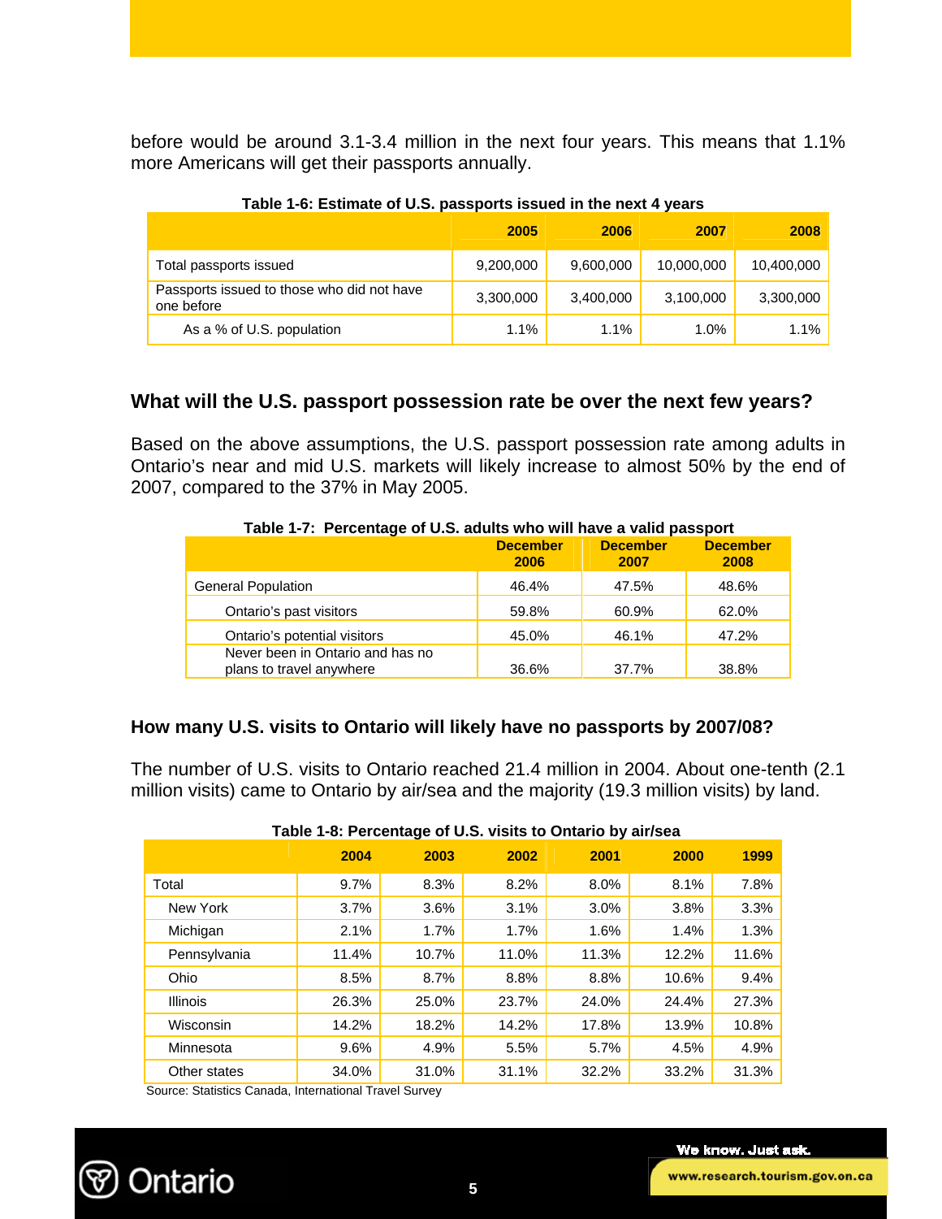before would be around 3.1-3.4 million in the next four years. This means that 1.1% more Americans will get their passports annually.

**Table 1-6: Estimate of U.S. passports issued in the next 4 years**

| | 2005 | 2006 | 2007 | 2008 |
|---|---|---|---|---|
| Total passports issued | 9,200,000 | 9,600,000 | 10,000,000 | 10,400,000 |
| Passports issued to those who did not have one before | 3,300,000 | 3,400,000 | 3,100,000 | 3,300,000 |
| As a % of U.S. population | 1.1% | 1.1% | 1.0% | 1.1% |

## What will the U.S. passport possession rate be over the next few years?

Based on the above assumptions, the U.S. passport possession rate among adults in Ontario's near and mid U.S. markets will likely increase to almost 50% by the end of 2007, compared to the 37% in May 2005.

**Table 1-7: Percentage of U.S. adults who will have a valid passport**

| | December 2006 | December 2007 | December 2008 |
|---|---|---|---|
| General Population | 46.4% | 47.5% | 48.6% |
| Ontario's past visitors | 59.8% | 60.9% | 62.0% |
| Ontario's potential visitors | 45.0% | 46.1% | 47.2% |
| Never been in Ontario and has no plans to travel anywhere | 36.6% | 37.7% | 38.8% |

### How many U.S. visits to Ontario will likely have no passports by 2007/08?

The number of U.S. visits to Ontario reached 21.4 million in 2004. About one-tenth (2.1 million visits) came to Ontario by air/sea and the majority (19.3 million visits) by land.

**Table 1-8: Percentage of U.S. visits to Ontario by air/sea**

| | 2004 | 2003 | 2002 | 2001 | 2000 | 1999 |
|---|---|---|---|---|---|---|
| Total | 9.7% | 8.3% | 8.2% | 8.0% | 8.1% | 7.8% |
| New York | 3.7% | 3.6% | 3.1% | 3.0% | 3.8% | 3.3% |
| Michigan | 2.1% | 1.7% | 1.7% | 1.6% | 1.4% | 1.3% |
| Pennsylvania | 11.4% | 10.7% | 11.0% | 11.3% | 12.2% | 11.6% |
| Ohio | 8.5% | 8.7% | 8.8% | 8.8% | 10.6% | 9.4% |
| Illinois | 26.3% | 25.0% | 23.7% | 24.0% | 24.4% | 27.3% |
| Wisconsin | 14.2% | 18.2% | 14.2% | 17.8% | 13.9% | 10.8% |
| Minnesota | 9.6% | 4.9% | 5.5% | 5.7% | 4.5% | 4.9% |
| Other states | 34.0% | 31.0% | 31.1% | 32.2% | 33.2% | 31.3% |

Source: Statistics Canada, International Travel Survey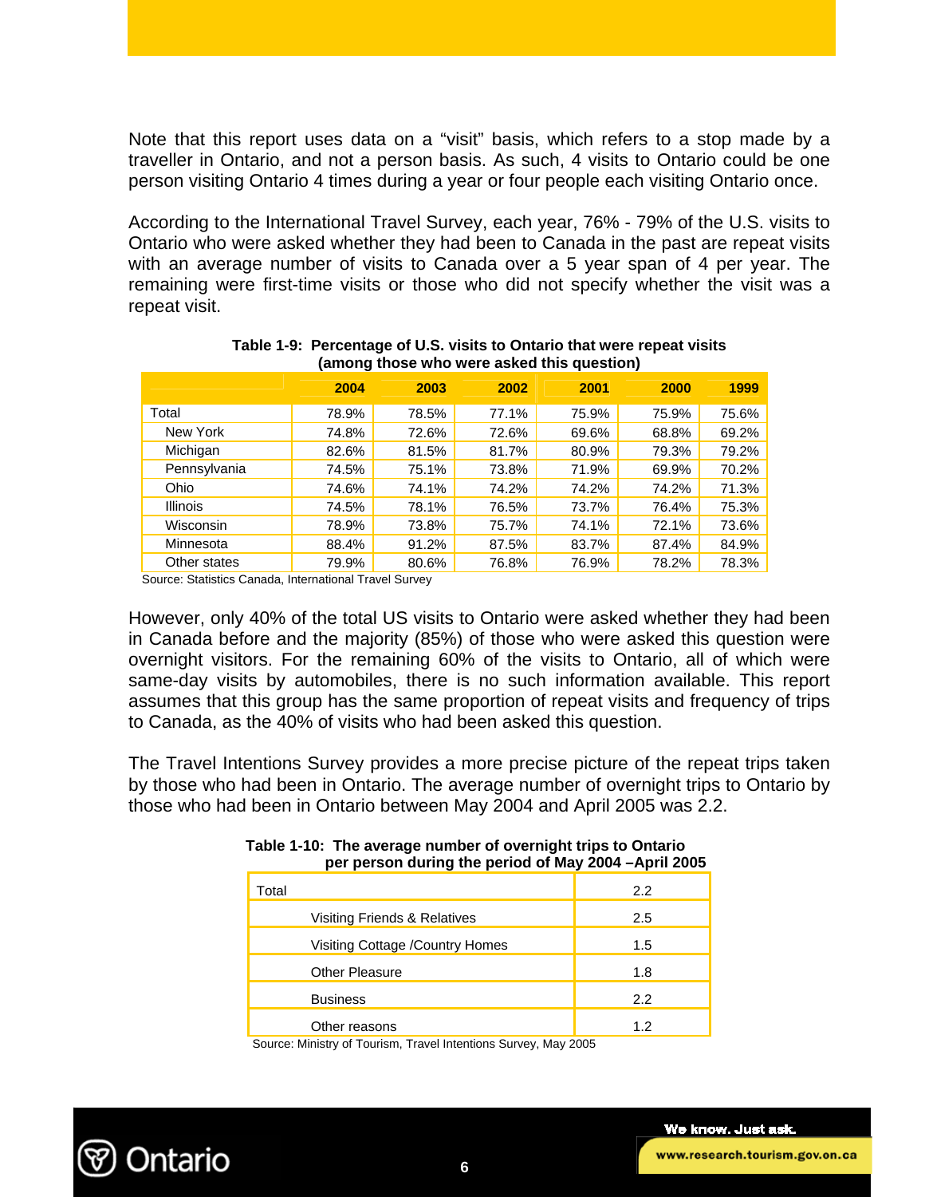Note that this report uses data on a “visit” basis, which refers to a stop made by a traveller in Ontario, and not a person basis. As such, 4 visits to Ontario could be one person visiting Ontario 4 times during a year or four people each visiting Ontario once.

According to the International Travel Survey, each year, 76% - 79% of the U.S. visits to Ontario who were asked whether they had been to Canada in the past are repeat visits with an average number of visits to Canada over a 5 year span of 4 per year. The remaining were first-time visits or those who did not specify whether the visit was a repeat visit.

**Table 1-9: Percentage of U.S. visits to Ontario that were repeat visits (among those who were asked this question)**

| | 2004 | 2003 | 2002 | 2001 | 2000 | 1999 |
|---|---|---|---|---|---|---|
| Total | 78.9% | 78.5% | 77.1% | 75.9% | 75.9% | 75.6% |
| New York | 74.8% | 72.6% | 72.6% | 69.6% | 68.8% | 69.2% |
| Michigan | 82.6% | 81.5% | 81.7% | 80.9% | 79.3% | 79.2% |
| Pennsylvania | 74.5% | 75.1% | 73.8% | 71.9% | 69.9% | 70.2% |
| Ohio | 74.6% | 74.1% | 74.2% | 74.2% | 74.2% | 71.3% |
| Illinois | 74.5% | 78.1% | 76.5% | 73.7% | 76.4% | 75.3% |
| Wisconsin | 78.9% | 73.8% | 75.7% | 74.1% | 72.1% | 73.6% |
| Minnesota | 88.4% | 91.2% | 87.5% | 83.7% | 87.4% | 84.9% |
| Other states | 79.9% | 80.6% | 76.8% | 76.9% | 78.2% | 78.3% |

Source: Statistics Canada, International Travel Survey

However, only 40% of the total US visits to Ontario were asked whether they had been in Canada before and the majority (85%) of those who were asked this question were overnight visitors. For the remaining 60% of the visits to Ontario, all of which were same-day visits by automobiles, there is no such information available. This report assumes that this group has the same proportion of repeat visits and frequency of trips to Canada, as the 40% of visits who had been asked this question.

The Travel Intentions Survey provides a more precise picture of the repeat trips taken by those who had been in Ontario. The average number of overnight trips to Ontario by those who had been in Ontario between May 2004 and April 2005 was 2.2.

**Table 1-10: The average number of overnight trips to Ontario per person during the period of May 2004 –April 2005**

| | |
|---|---|
| Total | 2.2 |
| Visiting Friends & Relatives | 2.5 |
| Visiting Cottage /Country Homes | 1.5 |
| Other Pleasure | 1.8 |
| Business | 2.2 |
| Other reasons | 1.2 |

Source: Ministry of Tourism, Travel Intentions Survey, May 2005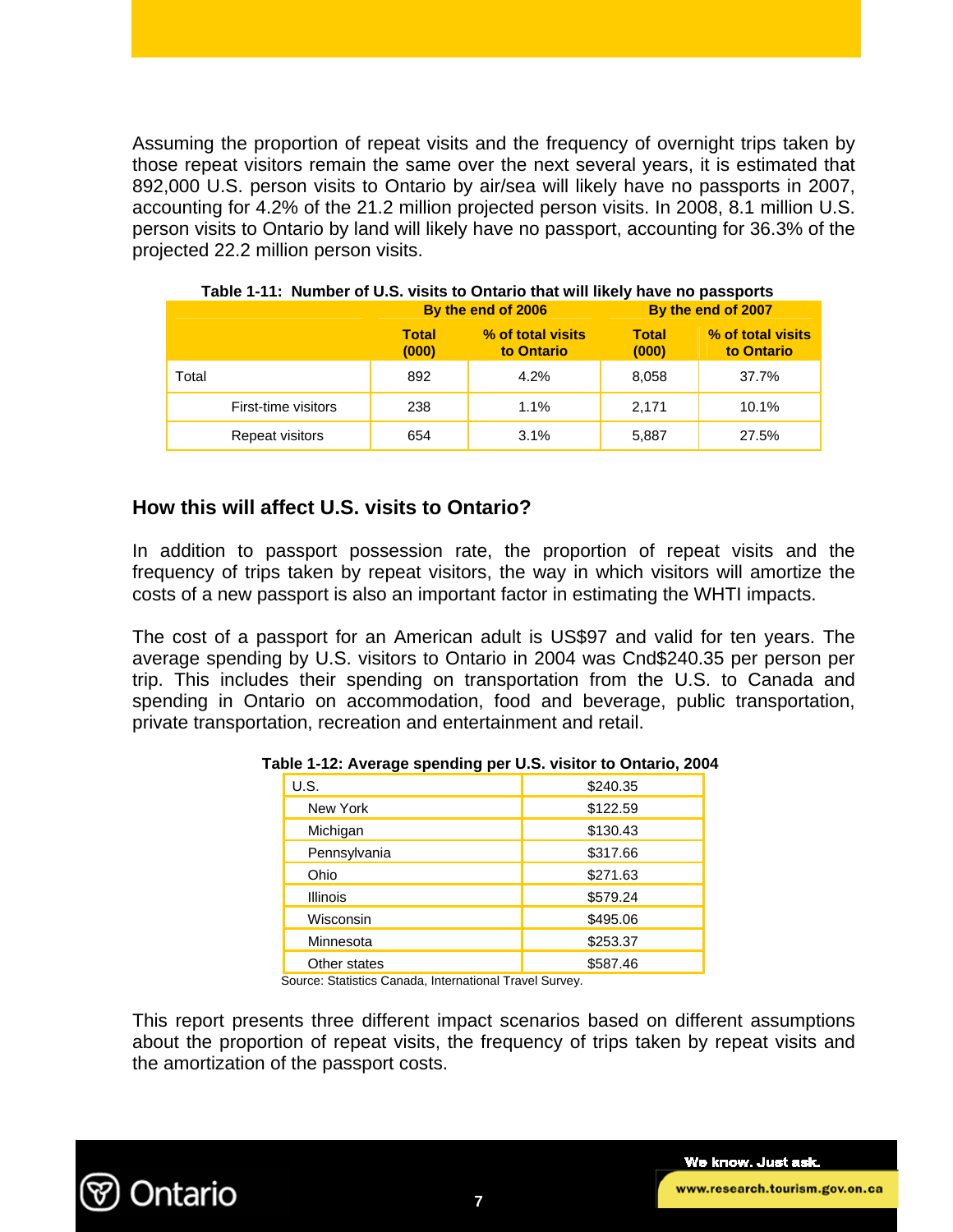Assuming the proportion of repeat visits and the frequency of overnight trips taken by those repeat visitors remain the same over the next several years, it is estimated that 892,000 U.S. person visits to Ontario by air/sea will likely have no passports in 2007, accounting for 4.2% of the 21.2 million projected person visits. In 2008, 8.1 million U.S. person visits to Ontario by land will likely have no passport, accounting for 36.3% of the projected 22.2 million person visits.

**Table 1-11: Number of U.S. visits to Ontario that will likely have no passports**

| | By the end of 2006 | | By the end of 2007 | |
|---|---|---|---|---|
| | **Total (000)** | **% of total visits to Ontario** | **Total (000)** | **% of total visits to Ontario** |
| Total | 892 | 4.2% | 8,058 | 37.7% |
| First-time visitors | 238 | 1.1% | 2,171 | 10.1% |
| Repeat visitors | 654 | 3.1% | 5,887 | 27.5% |

## How this will affect U.S. visits to Ontario?

In addition to passport possession rate, the proportion of repeat visits and the frequency of trips taken by repeat visitors, the way in which visitors will amortize the costs of a new passport is also an important factor in estimating the WHTI impacts.

The cost of a passport for an American adult is US$97 and valid for ten years. The average spending by U.S. visitors to Ontario in 2004 was Cnd$240.35 per person per trip. This includes their spending on transportation from the U.S. to Canada and spending in Ontario on accommodation, food and beverage, public transportation, private transportation, recreation and entertainment and retail.

**Table 1-12: Average spending per U.S. visitor to Ontario, 2004**

| | |
|---|---|
| U.S. | $240.35 |
| New York | $122.59 |
| Michigan | $130.43 |
| Pennsylvania | $317.66 |
| Ohio | $271.63 |
| Illinois | $579.24 |
| Wisconsin | $495.06 |
| Minnesota | $253.37 |
| Other states | $587.46 |

Source: Statistics Canada, International Travel Survey.

This report presents three different impact scenarios based on different assumptions about the proportion of repeat visits, the frequency of trips taken by repeat visits and the amortization of the passport costs.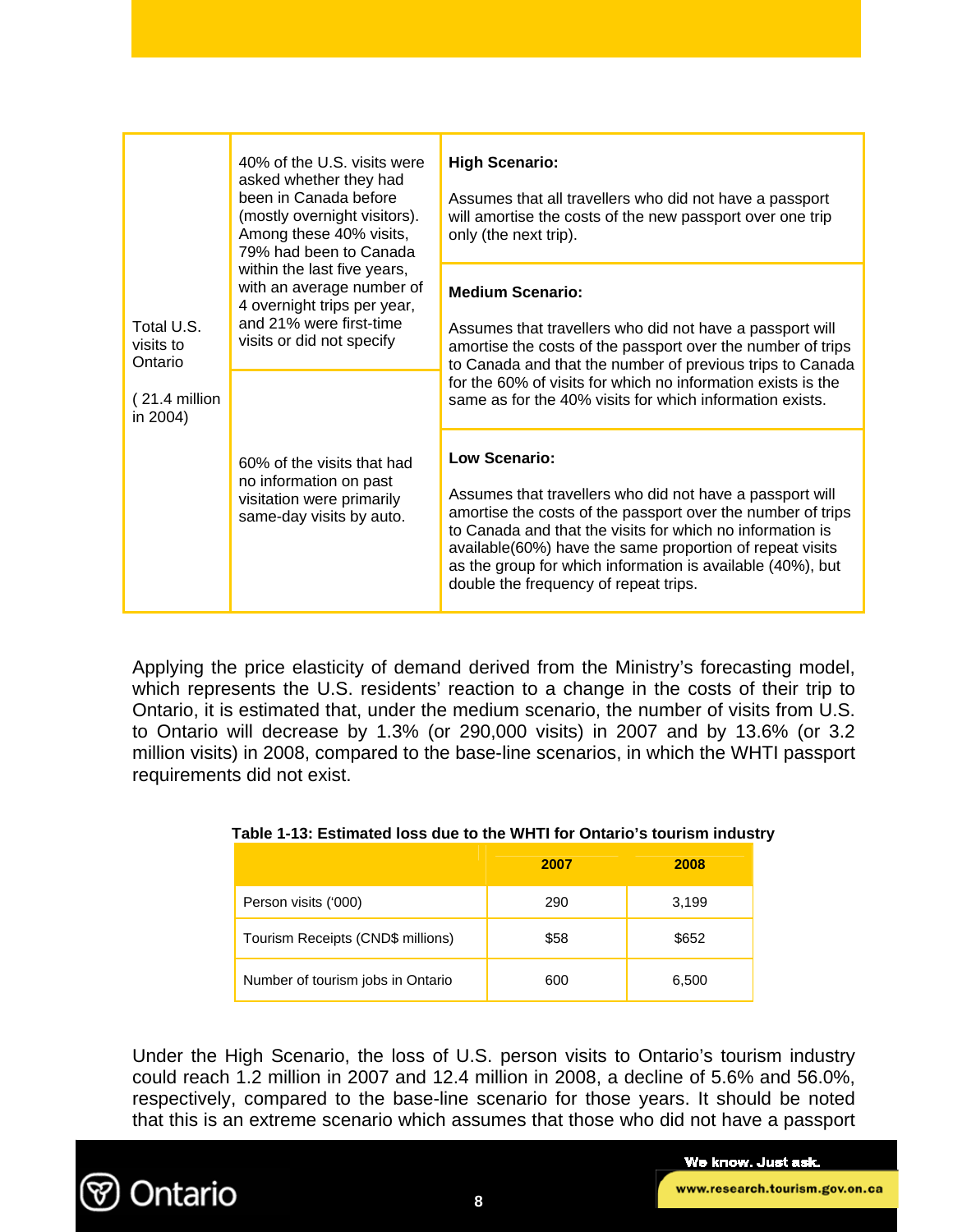| | | |
|---|---|---|
| Total U.S. visits to Ontario ( 21.4 million in 2004) | 40% of the U.S. visits were asked whether they had been in Canada before (mostly overnight visitors). Among these 40% visits, 79% had been to Canada within the last five years, with an average number of 4 overnight trips per year, and 21% were first-time visits or did not specify | **High Scenario:** Assumes that all travellers who did not have a passport will amortise the costs of the new passport over one trip only (the next trip). |
| | | **Medium Scenario:** Assumes that travellers who did not have a passport will amortise the costs of the passport over the number of trips to Canada and that the number of previous trips to Canada for the 60% of visits for which no information exists is the same as for the 40% visits for which information exists. |
| | 60% of the visits that had no information on past visitation were primarily same-day visits by auto. | **Low Scenario:** Assumes that travellers who did not have a passport will amortise the costs of the passport over the number of trips to Canada and that the visits for which no information is available(60%) have the same proportion of repeat visits as the group for which information is available (40%), but double the frequency of repeat trips. |

Applying the price elasticity of demand derived from the Ministry's forecasting model, which represents the U.S. residents' reaction to a change in the costs of their trip to Ontario, it is estimated that, under the medium scenario, the number of visits from U.S. to Ontario will decrease by 1.3% (or 290,000 visits) in 2007 and by 13.6% (or 3.2 million visits) in 2008, compared to the base-line scenarios, in which the WHTI passport requirements did not exist.

**Table 1-13: Estimated loss due to the WHTI for Ontario's tourism industry**

| | 2007 | 2008 |
|---|---|---|
| Person visits ('000) | 290 | 3,199 |
| Tourism Receipts (CND$ millions) | $58 | $652 |
| Number of tourism jobs in Ontario | 600 | 6,500 |

Under the High Scenario, the loss of U.S. person visits to Ontario's tourism industry could reach 1.2 million in 2007 and 12.4 million in 2008, a decline of 5.6% and 56.0%, respectively, compared to the base-line scenario for those years. It should be noted that this is an extreme scenario which assumes that those who did not have a passport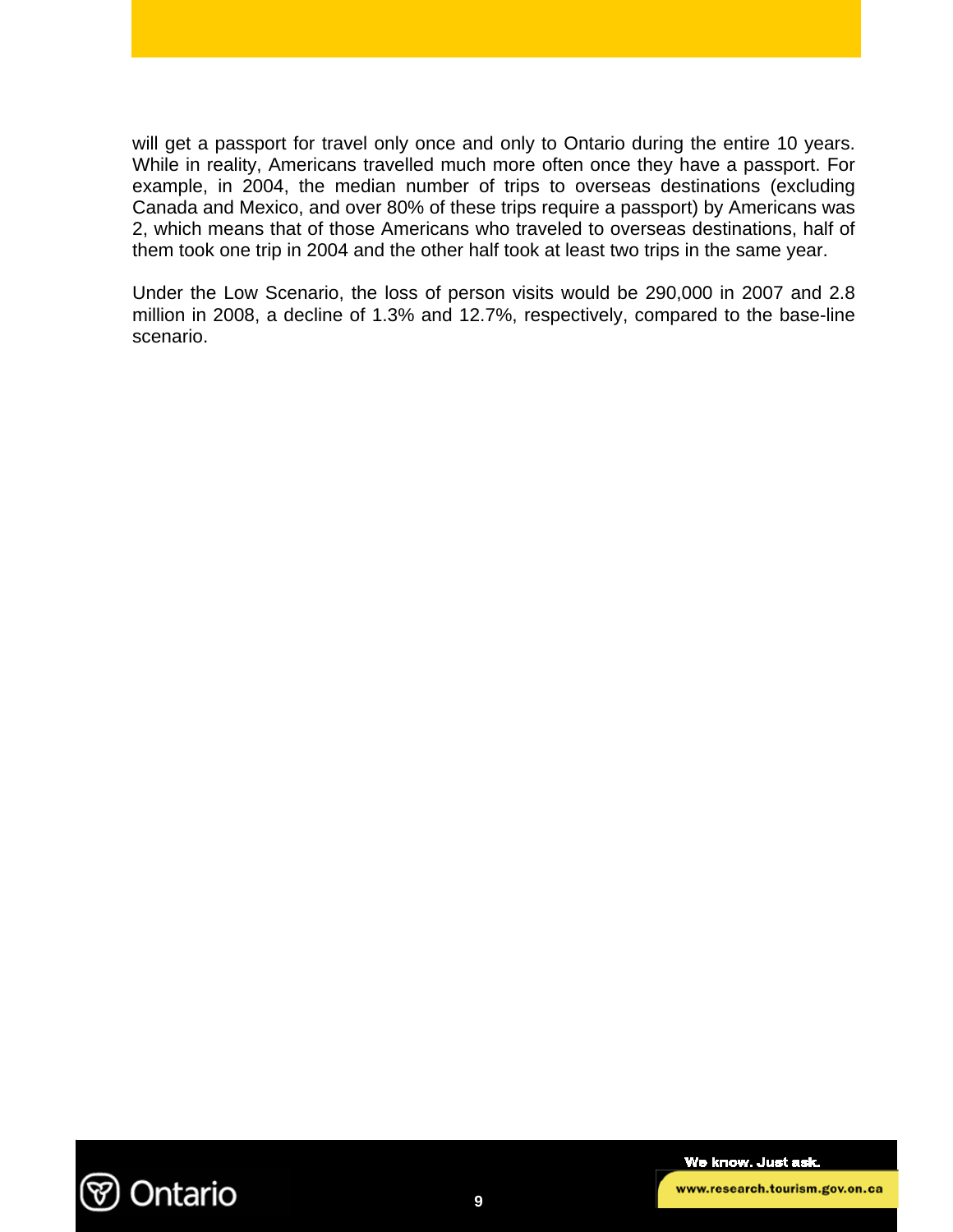will get a passport for travel only once and only to Ontario during the entire 10 years. While in reality, Americans travelled much more often once they have a passport. For example, in 2004, the median number of trips to overseas destinations (excluding Canada and Mexico, and over 80% of these trips require a passport) by Americans was 2, which means that of those Americans who traveled to overseas destinations, half of them took one trip in 2004 and the other half took at least two trips in the same year.

Under the Low Scenario, the loss of person visits would be 290,000 in 2007 and 2.8 million in 2008, a decline of 1.3% and 12.7%, respectively, compared to the base-line scenario.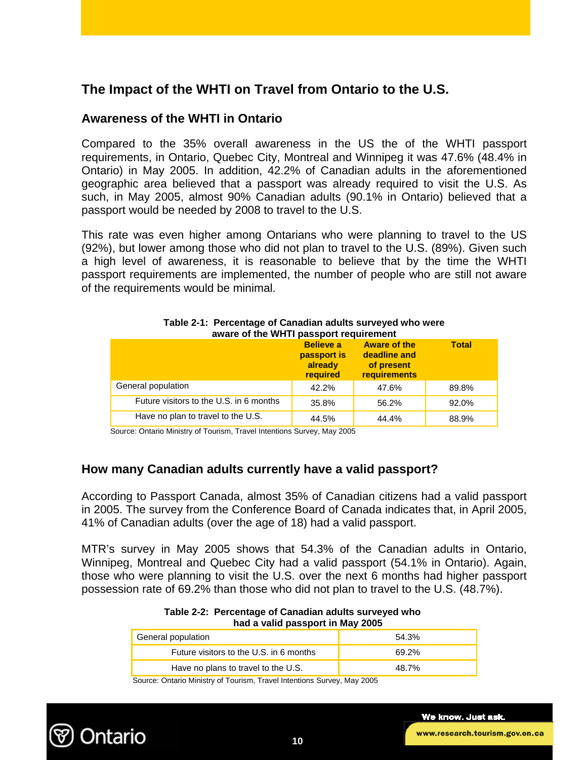## The Impact of the WHTI on Travel from Ontario to the U.S.

### Awareness of the WHTI in Ontario

Compared to the 35% overall awareness in the US the of the WHTI passport requirements, in Ontario, Quebec City, Montreal and Winnipeg it was 47.6% (48.4% in Ontario) in May 2005. In addition, 42.2% of Canadian adults in the aforementioned geographic area believed that a passport was already required to visit the U.S. As such, in May 2005, almost 90% Canadian adults (90.1% in Ontario) believed that a passport would be needed by 2008 to travel to the U.S.

This rate was even higher among Ontarians who were planning to travel to the US (92%), but lower among those who did not plan to travel to the U.S. (89%). Given such a high level of awareness, it is reasonable to believe that by the time the WHTI passport requirements are implemented, the number of people who are still not aware of the requirements would be minimal.

**Table 2-1: Percentage of Canadian adults surveyed who were aware of the WHTI passport requirement**

| | Believe a passport is already required | Aware of the deadline and of present requirements | Total |
|---|---|---|---|
| General population | 42.2% | 47.6% | 89.8% |
| Future visitors to the U.S. in 6 months | 35.8% | 56.2% | 92.0% |
| Have no plan to travel to the U.S. | 44.5% | 44.4% | 88.9% |

Source: Ontario Ministry of Tourism, Travel Intentions Survey, May 2005

### How many Canadian adults currently have a valid passport?

According to Passport Canada, almost 35% of Canadian citizens had a valid passport in 2005. The survey from the Conference Board of Canada indicates that, in April 2005, 41% of Canadian adults (over the age of 18) had a valid passport.

MTR's survey in May 2005 shows that 54.3% of the Canadian adults in Ontario, Winnipeg, Montreal and Quebec City had a valid passport (54.1% in Ontario). Again, those who were planning to visit the U.S. over the next 6 months had higher passport possession rate of 69.2% than those who did not plan to travel to the U.S. (48.7%).

**Table 2-2: Percentage of Canadian adults surveyed who had a valid passport in May 2005**

| | |
|---|---|
| General population | 54.3% |
| Future visitors to the U.S. in 6 months | 69.2% |
| Have no plans to travel to the U.S. | 48.7% |

Source: Ontario Ministry of Tourism, Travel Intentions Survey, May 2005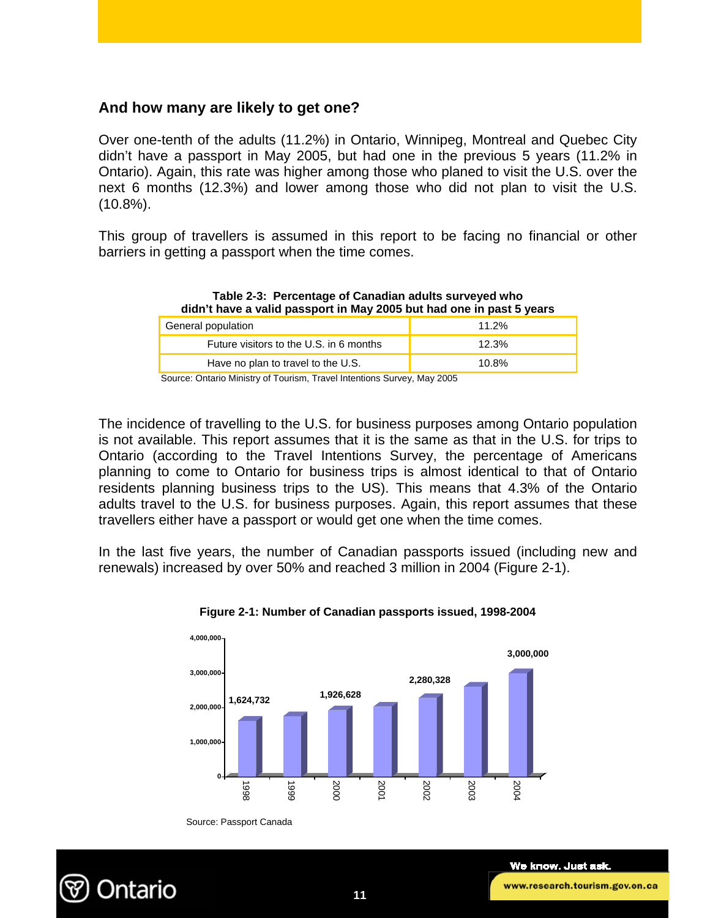## And how many are likely to get one?

Over one-tenth of the adults (11.2%) in Ontario, Winnipeg, Montreal and Quebec City didn't have a passport in May 2005, but had one in the previous 5 years (11.2% in Ontario). Again, this rate was higher among those who planed to visit the U.S. over the next 6 months (12.3%) and lower among those who did not plan to visit the U.S. (10.8%).

This group of travellers is assumed in this report to be facing no financial or other barriers in getting a passport when the time comes.

**Table 2-3: Percentage of Canadian adults surveyed who didn't have a valid passport in May 2005 but had one in past 5 years**

| | |
|---|---|
| General population | 11.2% |
| Future visitors to the U.S. in 6 months | 12.3% |
| Have no plan to travel to the U.S. | 10.8% |

Source: Ontario Ministry of Tourism, Travel Intentions Survey, May 2005

The incidence of travelling to the U.S. for business purposes among Ontario population is not available. This report assumes that it is the same as that in the U.S. for trips to Ontario (according to the Travel Intentions Survey, the percentage of Americans planning to come to Ontario for business trips is almost identical to that of Ontario residents planning business trips to the US). This means that 4.3% of the Ontario adults travel to the U.S. for business purposes. Again, this report assumes that these travellers either have a passport or would get one when the time comes.

In the last five years, the number of Canadian passports issued (including new and renewals) increased by over 50% and reached 3 million in 2004 (Figure 2-1).

**Figure 2-1: Number of Canadian passports issued, 1998-2004**

4,000,000
3,000,000
2,000,000
1,000,000
0

1,624,732
1,926,628
2,280,328
3,000,000

1998
1999
2000
2001
2002
2003
2004

Source: Passport Canada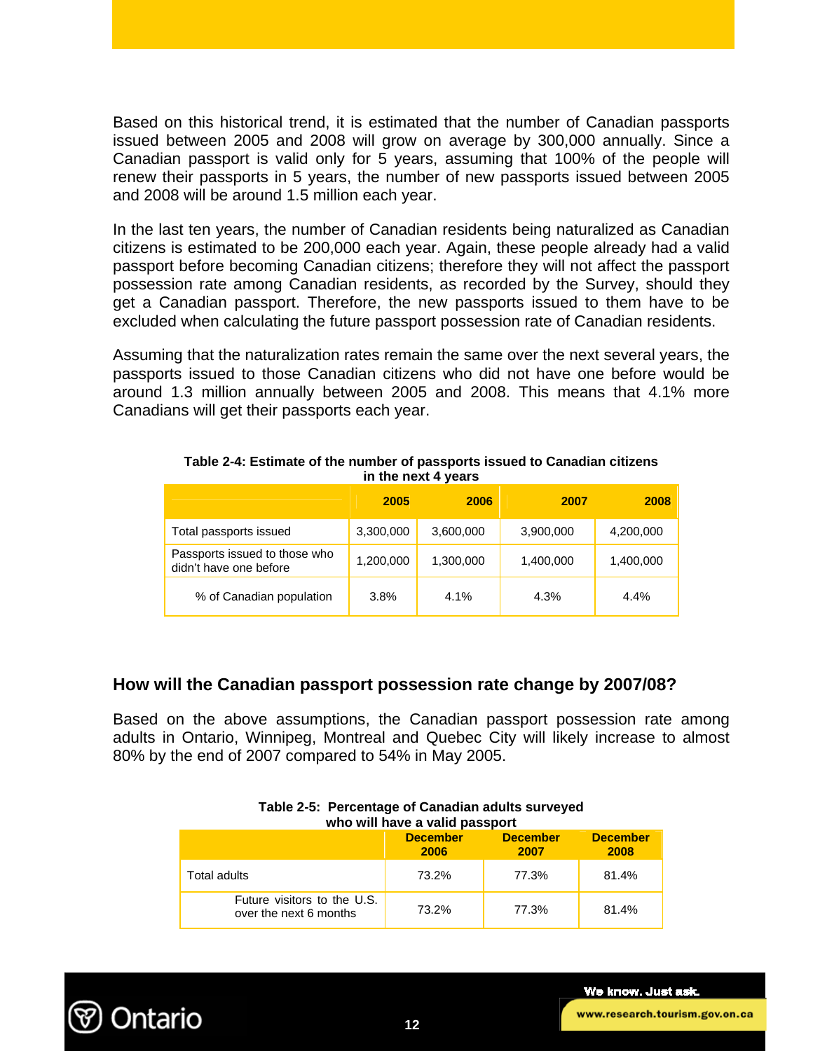Based on this historical trend, it is estimated that the number of Canadian passports issued between 2005 and 2008 will grow on average by 300,000 annually. Since a Canadian passport is valid only for 5 years, assuming that 100% of the people will renew their passports in 5 years, the number of new passports issued between 2005 and 2008 will be around 1.5 million each year.

In the last ten years, the number of Canadian residents being naturalized as Canadian citizens is estimated to be 200,000 each year. Again, these people already had a valid passport before becoming Canadian citizens; therefore they will not affect the passport possession rate among Canadian residents, as recorded by the Survey, should they get a Canadian passport. Therefore, the new passports issued to them have to be excluded when calculating the future passport possession rate of Canadian residents.

Assuming that the naturalization rates remain the same over the next several years, the passports issued to those Canadian citizens who did not have one before would be around 1.3 million annually between 2005 and 2008. This means that 4.1% more Canadians will get their passports each year.

**Table 2-4: Estimate of the number of passports issued to Canadian citizens in the next 4 years**

| | 2005 | 2006 | 2007 | 2008 |
|---|---|---|---|---|
| Total passports issued | 3,300,000 | 3,600,000 | 3,900,000 | 4,200,000 |
| Passports issued to those who didn't have one before | 1,200,000 | 1,300,000 | 1,400,000 | 1,400,000 |
| % of Canadian population | 3.8% | 4.1% | 4.3% | 4.4% |

## How will the Canadian passport possession rate change by 2007/08?

Based on the above assumptions, the Canadian passport possession rate among adults in Ontario, Winnipeg, Montreal and Quebec City will likely increase to almost 80% by the end of 2007 compared to 54% in May 2005.

**Table 2-5: Percentage of Canadian adults surveyed who will have a valid passport**

| | December 2006 | December 2007 | December 2008 |
|---|---|---|---|
| Total adults | 73.2% | 77.3% | 81.4% |
| Future visitors to the U.S. over the next 6 months | 73.2% | 77.3% | 81.4% |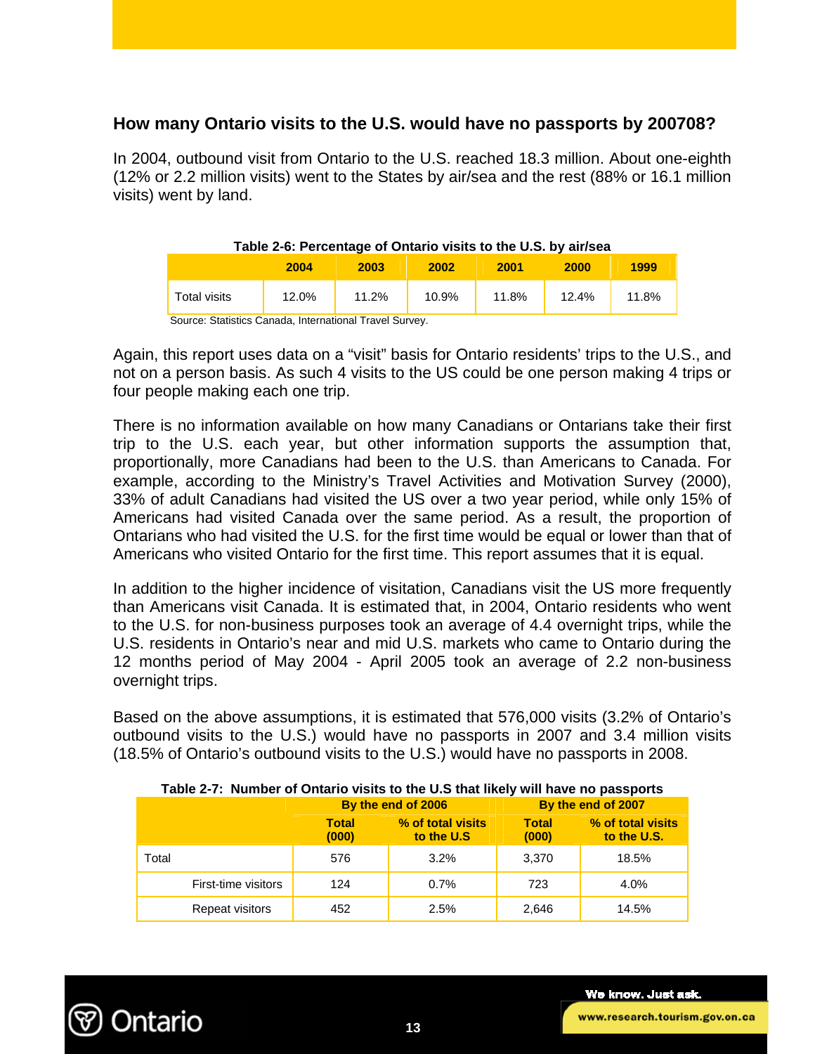## How many Ontario visits to the U.S. would have no passports by 200708?

In 2004, outbound visit from Ontario to the U.S. reached 18.3 million. About one-eighth (12% or 2.2 million visits) went to the States by air/sea and the rest (88% or 16.1 million visits) went by land.

**Table 2-6: Percentage of Ontario visits to the U.S. by air/sea**

| | 2004 | 2003 | 2002 | 2001 | 2000 | 1999 |
|---|---|---|---|---|---|---|
| Total visits | 12.0% | 11.2% | 10.9% | 11.8% | 12.4% | 11.8% |

Source: Statistics Canada, International Travel Survey.

Again, this report uses data on a "visit" basis for Ontario residents' trips to the U.S., and not on a person basis. As such 4 visits to the US could be one person making 4 trips or four people making each one trip.

There is no information available on how many Canadians or Ontarians take their first trip to the U.S. each year, but other information supports the assumption that, proportionally, more Canadians had been to the U.S. than Americans to Canada. For example, according to the Ministry's Travel Activities and Motivation Survey (2000), 33% of adult Canadians had visited the US over a two year period, while only 15% of Americans had visited Canada over the same period. As a result, the proportion of Ontarians who had visited the U.S. for the first time would be equal or lower than that of Americans who visited Ontario for the first time. This report assumes that it is equal.

In addition to the higher incidence of visitation, Canadians visit the US more frequently than Americans visit Canada. It is estimated that, in 2004, Ontario residents who went to the U.S. for non-business purposes took an average of 4.4 overnight trips, while the U.S. residents in Ontario's near and mid U.S. markets who came to Ontario during the 12 months period of May 2004 - April 2005 took an average of 2.2 non-business overnight trips.

Based on the above assumptions, it is estimated that 576,000 visits (3.2% of Ontario's outbound visits to the U.S.) would have no passports in 2007 and 3.4 million visits (18.5% of Ontario's outbound visits to the U.S.) would have no passports in 2008.

**Table 2-7: Number of Ontario visits to the U.S that likely will have no passports**

| | By the end of 2006 | | By the end of 2007 | |
|---|---|---|---|---|
| | Total (000) | % of total visits to the U.S | Total (000) | % of total visits to the U.S. |
| Total | 576 | 3.2% | 3,370 | 18.5% |
| First-time visitors | 124 | 0.7% | 723 | 4.0% |
| Repeat visitors | 452 | 2.5% | 2,646 | 14.5% |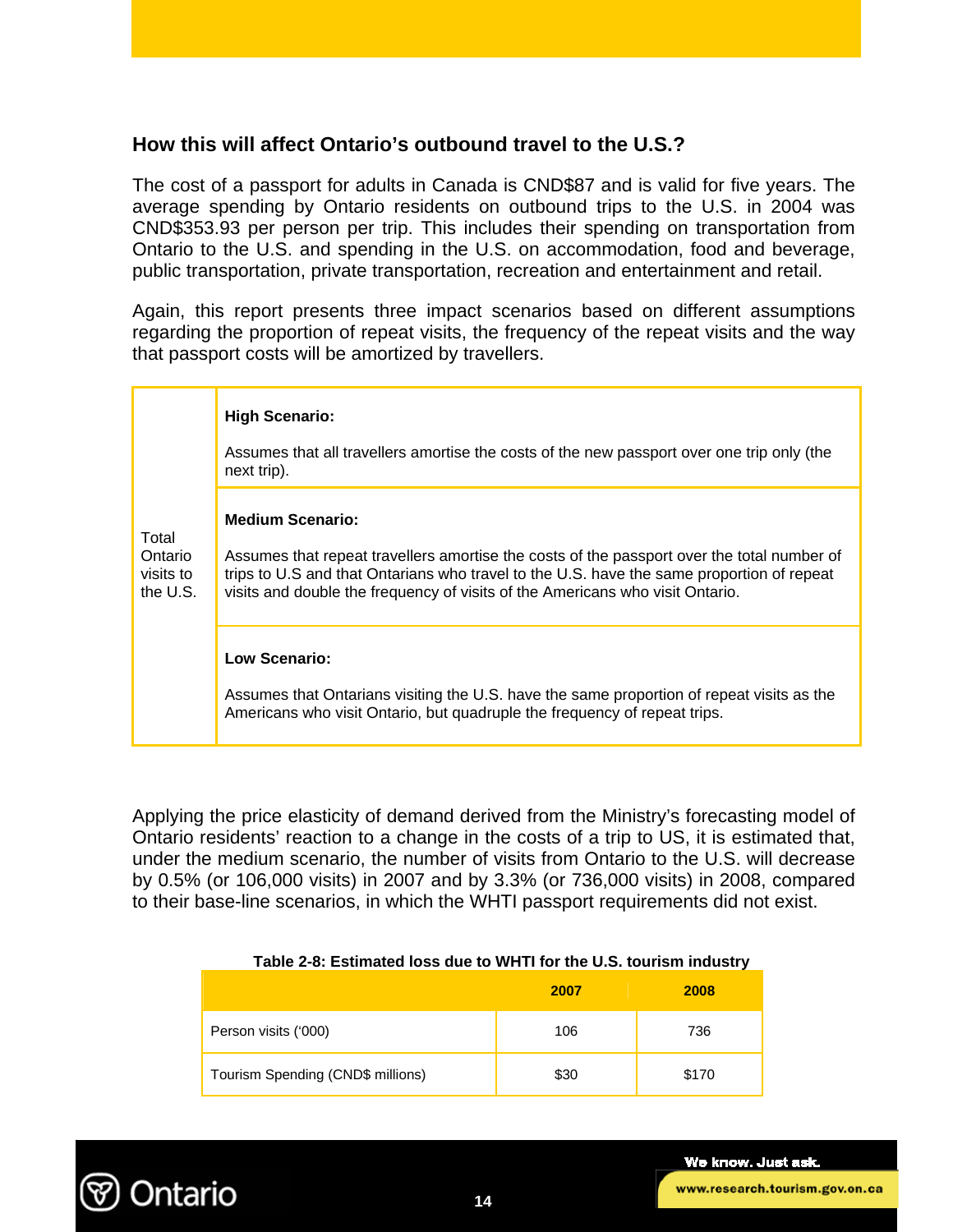## How this will affect Ontario's outbound travel to the U.S.?

The cost of a passport for adults in Canada is CND$87 and is valid for five years. The average spending by Ontario residents on outbound trips to the U.S. in 2004 was CND$353.93 per person per trip. This includes their spending on transportation from Ontario to the U.S. and spending in the U.S. on accommodation, food and beverage, public transportation, private transportation, recreation and entertainment and retail.

Again, this report presents three impact scenarios based on different assumptions regarding the proportion of repeat visits, the frequency of the repeat visits and the way that passport costs will be amortized by travellers.

| | |
|---|---|
| Total Ontario visits to the U.S. | **High Scenario:** Assumes that all travellers amortise the costs of the new passport over one trip only (the next trip). |
| | **Medium Scenario:** Assumes that repeat travellers amortise the costs of the passport over the total number of trips to U.S and that Ontarians who travel to the U.S. have the same proportion of repeat visits and double the frequency of visits of the Americans who visit Ontario. |
| | **Low Scenario:** Assumes that Ontarians visiting the U.S. have the same proportion of repeat visits as the Americans who visit Ontario, but quadruple the frequency of repeat trips. |

Applying the price elasticity of demand derived from the Ministry's forecasting model of Ontario residents' reaction to a change in the costs of a trip to US, it is estimated that, under the medium scenario, the number of visits from Ontario to the U.S. will decrease by 0.5% (or 106,000 visits) in 2007 and by 3.3% (or 736,000 visits) in 2008, compared to their base-line scenarios, in which the WHTI passport requirements did not exist.

**Table 2-8: Estimated loss due to WHTI for the U.S. tourism industry**

| | 2007 | 2008 |
|---|---|---|
| Person visits ('000) | 106 | 736 |
| Tourism Spending (CND$ millions) | $30 | $170 |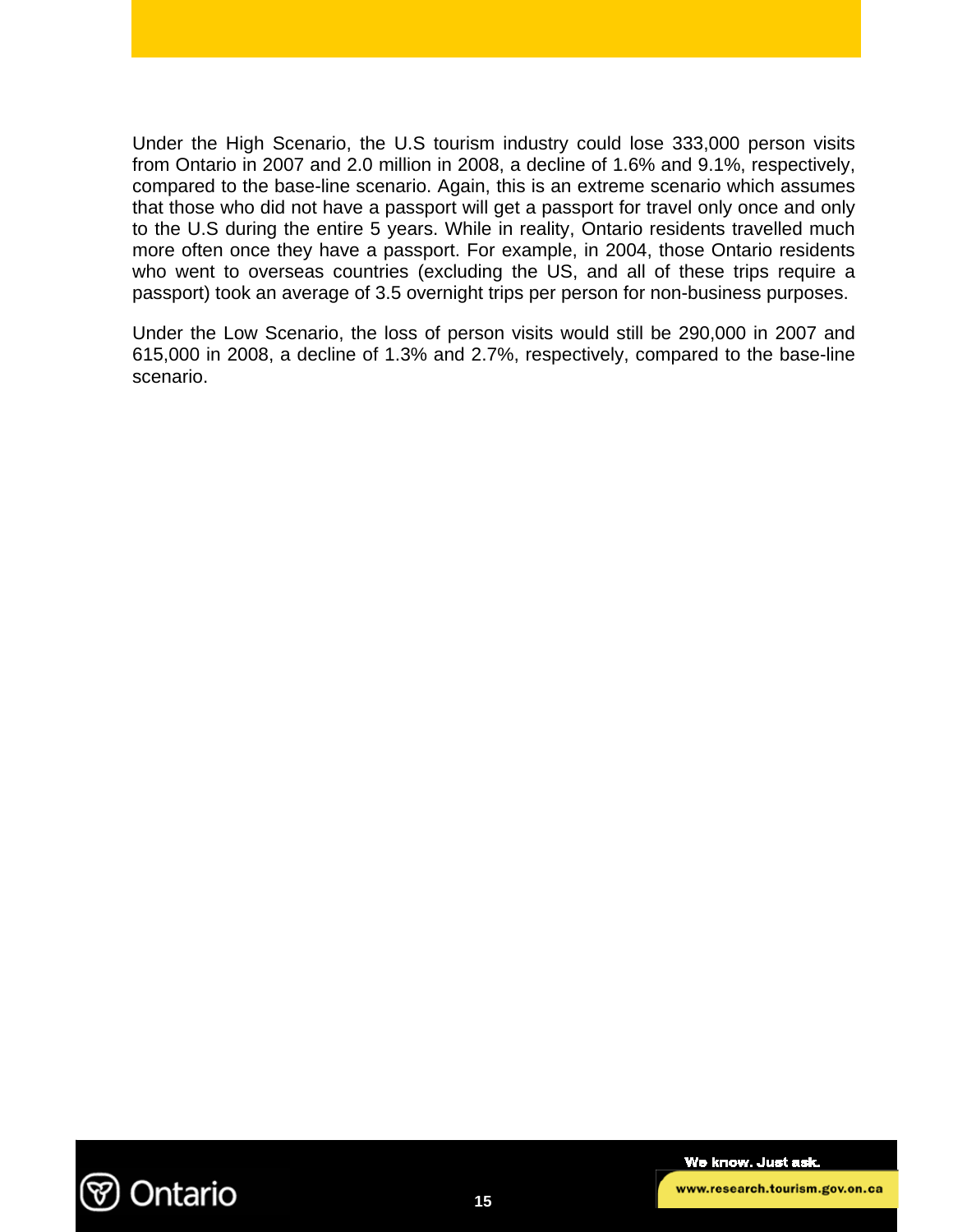Under the High Scenario, the U.S tourism industry could lose 333,000 person visits from Ontario in 2007 and 2.0 million in 2008, a decline of 1.6% and 9.1%, respectively, compared to the base-line scenario. Again, this is an extreme scenario which assumes that those who did not have a passport will get a passport for travel only once and only to the U.S during the entire 5 years. While in reality, Ontario residents travelled much more often once they have a passport. For example, in 2004, those Ontario residents who went to overseas countries (excluding the US, and all of these trips require a passport) took an average of 3.5 overnight trips per person for non-business purposes.

Under the Low Scenario, the loss of person visits would still be 290,000 in 2007 and 615,000 in 2008, a decline of 1.3% and 2.7%, respectively, compared to the base-line scenario.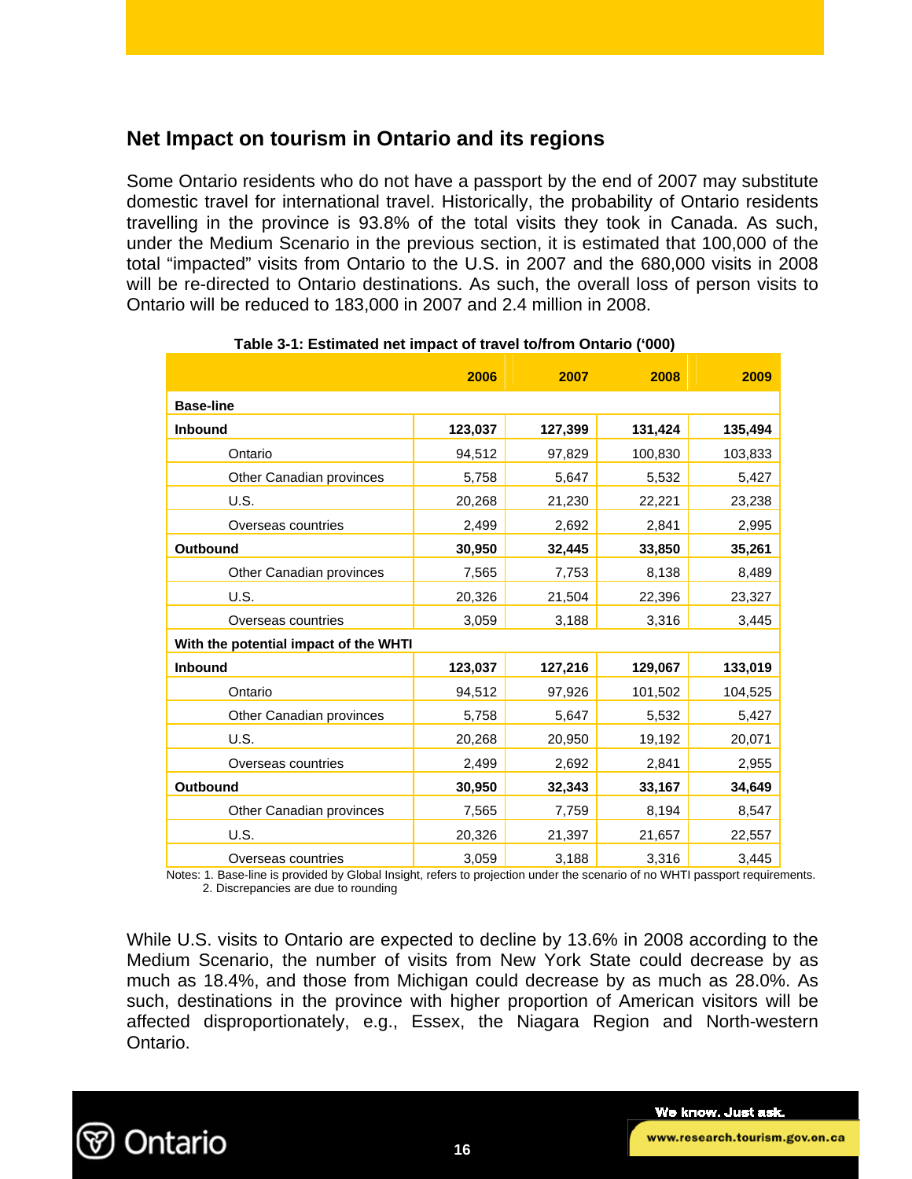## Net Impact on tourism in Ontario and its regions

Some Ontario residents who do not have a passport by the end of 2007 may substitute domestic travel for international travel. Historically, the probability of Ontario residents travelling in the province is 93.8% of the total visits they took in Canada. As such, under the Medium Scenario in the previous section, it is estimated that 100,000 of the total "impacted" visits from Ontario to the U.S. in 2007 and the 680,000 visits in 2008 will be re-directed to Ontario destinations. As such, the overall loss of person visits to Ontario will be reduced to 183,000 in 2007 and 2.4 million in 2008.

**Table 3-1: Estimated net impact of travel to/from Ontario ('000)**

| | 2006 | 2007 | 2008 | 2009 |
|---|---|---|---|---|
| **Base-line** | | | | |
| **Inbound** | **123,037** | **127,399** | **131,424** | **135,494** |
| Ontario | 94,512 | 97,829 | 100,830 | 103,833 |
| Other Canadian provinces | 5,758 | 5,647 | 5,532 | 5,427 |
| U.S. | 20,268 | 21,230 | 22,221 | 23,238 |
| Overseas countries | 2,499 | 2,692 | 2,841 | 2,995 |
| **Outbound** | **30,950** | **32,445** | **33,850** | **35,261** |
| Other Canadian provinces | 7,565 | 7,753 | 8,138 | 8,489 |
| U.S. | 20,326 | 21,504 | 22,396 | 23,327 |
| Overseas countries | 3,059 | 3,188 | 3,316 | 3,445 |
| **With the potential impact of the WHTI** | | | | |
| **Inbound** | **123,037** | **127,216** | **129,067** | **133,019** |
| Ontario | 94,512 | 97,926 | 101,502 | 104,525 |
| Other Canadian provinces | 5,758 | 5,647 | 5,532 | 5,427 |
| U.S. | 20,268 | 20,950 | 19,192 | 20,071 |
| Overseas countries | 2,499 | 2,692 | 2,841 | 2,955 |
| **Outbound** | **30,950** | **32,343** | **33,167** | **34,649** |
| Other Canadian provinces | 7,565 | 7,759 | 8,194 | 8,547 |
| U.S. | 20,326 | 21,397 | 21,657 | 22,557 |
| Overseas countries | 3,059 | 3,188 | 3,316 | 3,445 |

Notes: 1. Base-line is provided by Global Insight, refers to projection under the scenario of no WHTI passport requirements.
2. Discrepancies are due to rounding

While U.S. visits to Ontario are expected to decline by 13.6% in 2008 according to the Medium Scenario, the number of visits from New York State could decrease by as much as 18.4%, and those from Michigan could decrease by as much as 28.0%. As such, destinations in the province with higher proportion of American visitors will be affected disproportionately, e.g., Essex, the Niagara Region and North-western Ontario.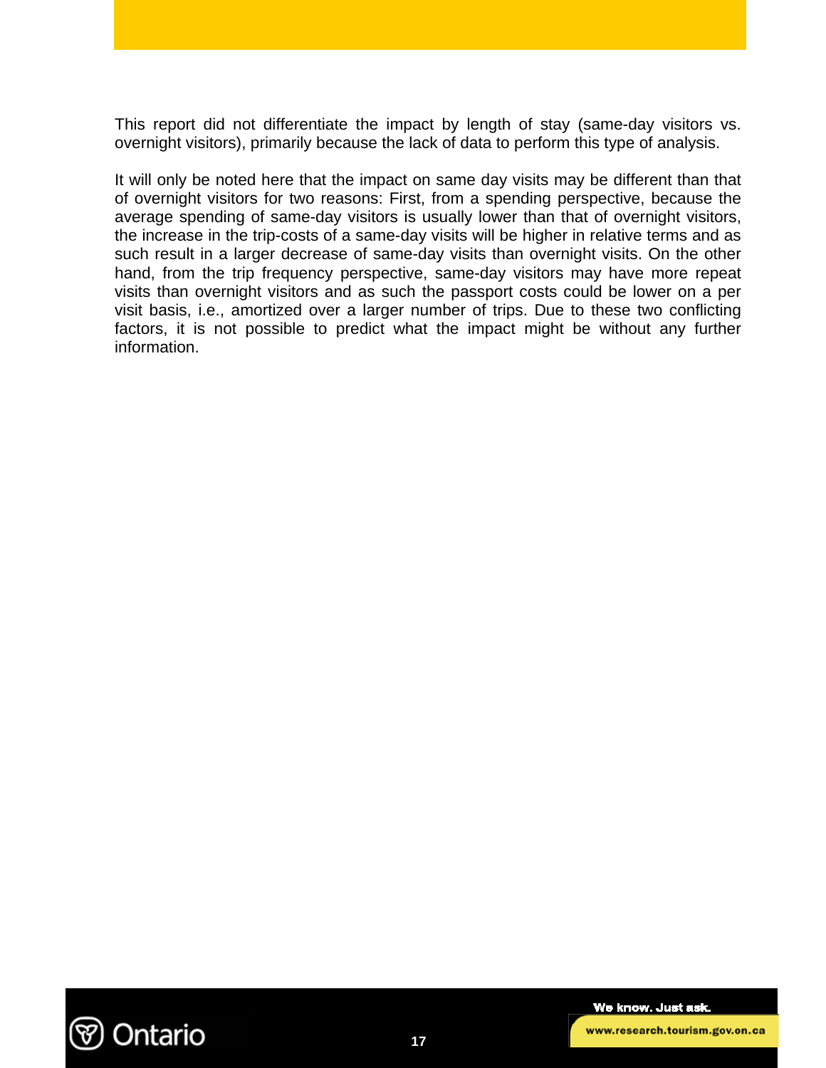This report did not differentiate the impact by length of stay (same-day visitors vs. overnight visitors), primarily because the lack of data to perform this type of analysis.

It will only be noted here that the impact on same day visits may be different than that of overnight visitors for two reasons: First, from a spending perspective, because the average spending of same-day visitors is usually lower than that of overnight visitors, the increase in the trip-costs of a same-day visits will be higher in relative terms and as such result in a larger decrease of same-day visits than overnight visits. On the other hand, from the trip frequency perspective, same-day visitors may have more repeat visits than overnight visitors and as such the passport costs could be lower on a per visit basis, i.e., amortized over a larger number of trips. Due to these two conflicting factors, it is not possible to predict what the impact might be without any further information.